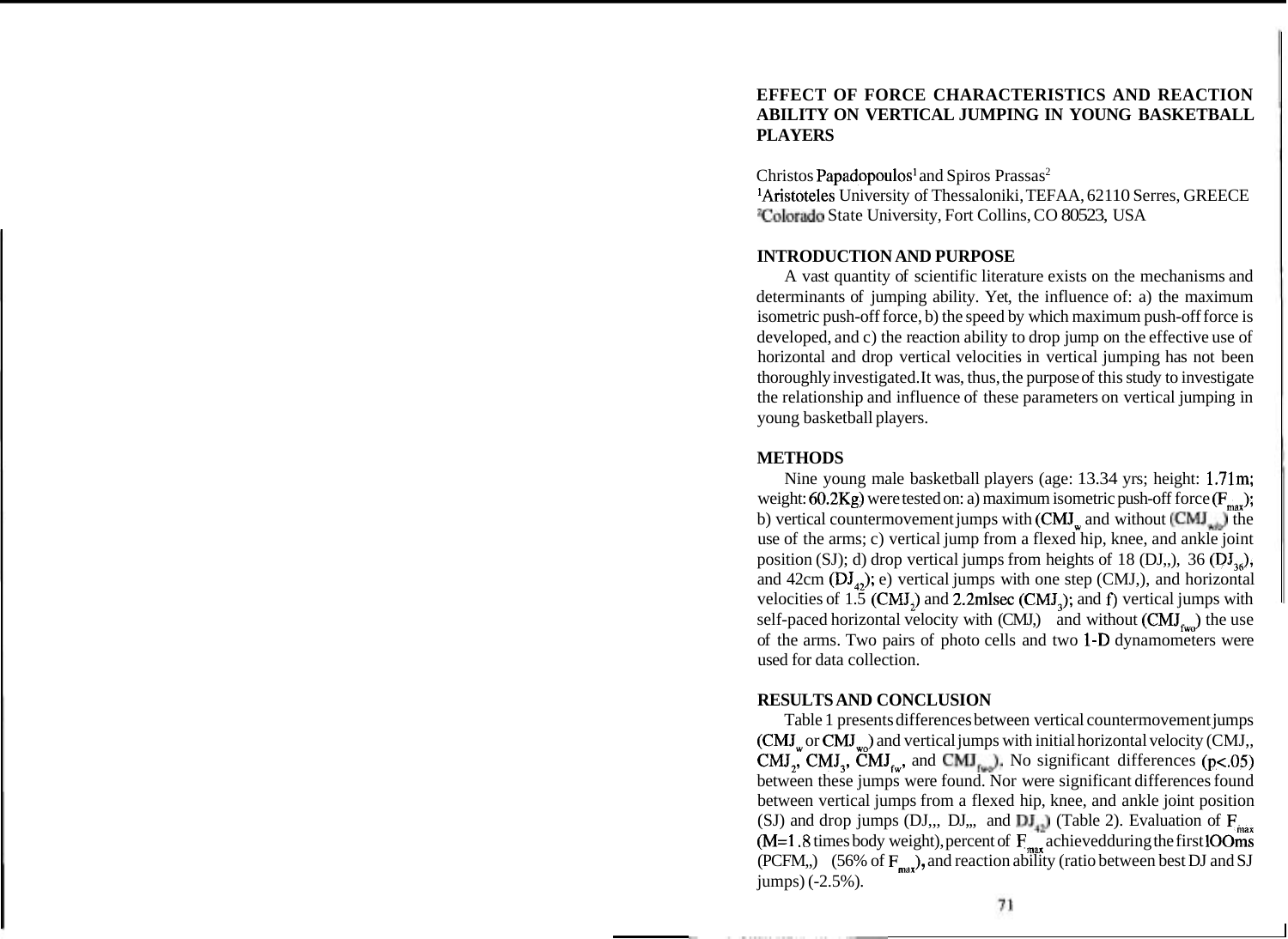# EFFECT OF FORCE CHARACTERISTICS AND REACTION ABILITY ON VERTICAL JUMPING IN YOUNG BASKETBALL PLAYERS

Christos Papadopoulos[1] and Spiros Prassas[2]

[1]Aristoteles University of Thessaloniki, TEFAA, 62110 Serres, GREECE
[2]Colorado State University, Fort Collins, CO 80523, USA

## INTRODUCTION AND PURPOSE

A vast quantity of scientific literature exists on the mechanisms and determinants of jumping ability. Yet, the influence of: a) the maximum isometric push-off force, b) the speed by which maximum push-off force is developed, and c) the reaction ability to drop jump on the effective use of horizontal and drop vertical velocities in vertical jumping has not been thoroughly investigated. It was, thus, the purpose of this study to investigate the relationship and influence of these parameters on vertical jumping in young basketball players.

## METHODS

Nine young male basketball players (age: 13.34 yrs; height: 1.71m; weight: 60.2Kg) were tested on: a) maximum isometric push-off force ($F_{max}$); b) vertical countermovement jumps with ($CMJ_w$ and without ($CMJ_{wo}$) the use of the arms; c) vertical jump from a flexed hip, knee, and ankle joint position (SJ); d) drop vertical jumps from heights of 18 ($DJ_{18}$), 36 ($DJ_{36}$), and 42cm ($DJ_{42}$); e) vertical jumps with one step ($CMJ_1$), and horizontal velocities of 1.5 ($CMJ_2$) and 2.2m/sec ($CMJ_3$); and f) vertical jumps with self-paced horizontal velocity with ($CMJ_{fw}$) and without ($CMJ_{fwo}$) the use of the arms. Two pairs of photo cells and two 1-D dynamometers were used for data collection.

## RESULTS AND CONCLUSION

Table 1 presents differences between vertical countermovement jumps ($CMJ_w$ or $CMJ_{wo}$) and vertical jumps with initial horizontal velocity ($CMJ_1$, $CMJ_2$, $CMJ_3$, $CMJ_{fw}$, and $CMJ_{fwo}$). No significant differences ($p<.05$) between these jumps were found. Nor were significant differences found between vertical jumps from a flexed hip, knee, and ankle joint position (SJ) and drop jumps ($DJ_{18}$, $DJ_{36}$, and $DJ_{42}$) (Table 2). Evaluation of $F_{max}$ (M=1.8 times body weight), percent of $F_{max}$ achieved during the first 100ms ($PCFM_{100}$) (56% of $F_{max}$), and reaction ability (ratio between best DJ and SJ jumps) (-2.5%).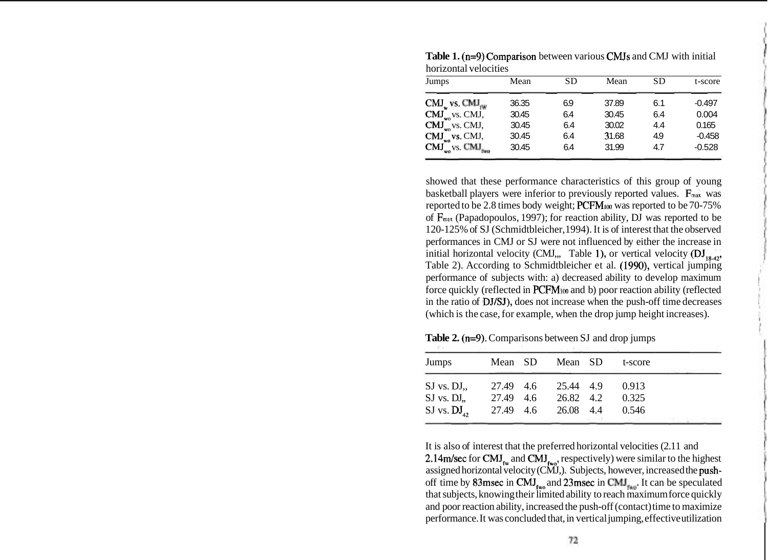**Table 1.** (n=9) Comparison between various CMJs and CMJ with initial horizontal velocities

| Jumps | Mean | SD | Mean | SD | t-score |
|---|---|---|---|---|---|
| $CMJ_w$ vs. $CMJ_{fw}$ | 36.35 | 6.9 | 37.89 | 6.1 | -0.497 |
| $CMJ_{wo}$ vs. CMJ, | 30.45 | 6.4 | 30.45 | 6.4 | 0.004 |
| $CMJ_{wo}$ vs. CMJ, | 30.45 | 6.4 | 30.02 | 4.4 | 0.165 |
| $CMJ_{wo}$ vs. CMJ, | 30.45 | 6.4 | 31.68 | 4.9 | -0.458 |
| $CMJ_{wo}$ vs. $CMJ_{fwo}$ | 30.45 | 6.4 | 31.99 | 4.7 | -0.528 |

showed that these performance characteristics of this group of young basketball players were inferior to previously reported values. $F_{max}$ was reported to be 2.8 times body weight; $PCFM_{100}$ was reported to be 70-75% of $F_{max}$ (Papadopoulos, 1997); for reaction ability, DJ was reported to be 120-125% of SJ (Schmidtbleicher, 1994). It is of interest that the observed performances in CMJ or SJ were not influenced by either the increase in initial horizontal velocity (CMJ,,, Table 1), or vertical velocity ($DJ_{18-42}$, Table 2). According to Schmidtbleicher et al. (1990), vertical jumping performance of subjects with: a) decreased ability to develop maximum force quickly (reflected in $PCFM_{100}$ and b) poor reaction ability (reflected in the ratio of DJ/SJ), does not increase when the push-off time decreases (which is the case, for example, when the drop jump height increases).

**Table 2.** (n=9). Comparisons between SJ and drop jumps

| Jumps | Mean | SD | Mean | SD | t-score |
|---|---|---|---|---|---|
| SJ vs. DJ,, | 27.49 | 4.6 | 25.44 | 4.9 | 0.913 |
| SJ vs. DJ,, | 27.49 | 4.6 | 26.82 | 4.2 | 0.325 |
| SJ vs. $DJ_{42}$ | 27.49 | 4.6 | 26.08 | 4.4 | 0.546 |

It is also of interest that the preferred horizontal velocities (2.11 and 2.14m/sec for $CMJ_{fw}$ and $CMJ_{fwo}$, respectively) were similar to the highest assigned horizontal velocity (CMJ,). Subjects, however, increased the push-off time by 83msec in $CMJ_{fwo}$ and 23msec in $CMJ_{fwo}$. It can be speculated that subjects, knowing their limited ability to reach maximum force quickly and poor reaction ability, increased the push-off (contact) time to maximize performance. It was concluded that, in vertical jumping, effective utilization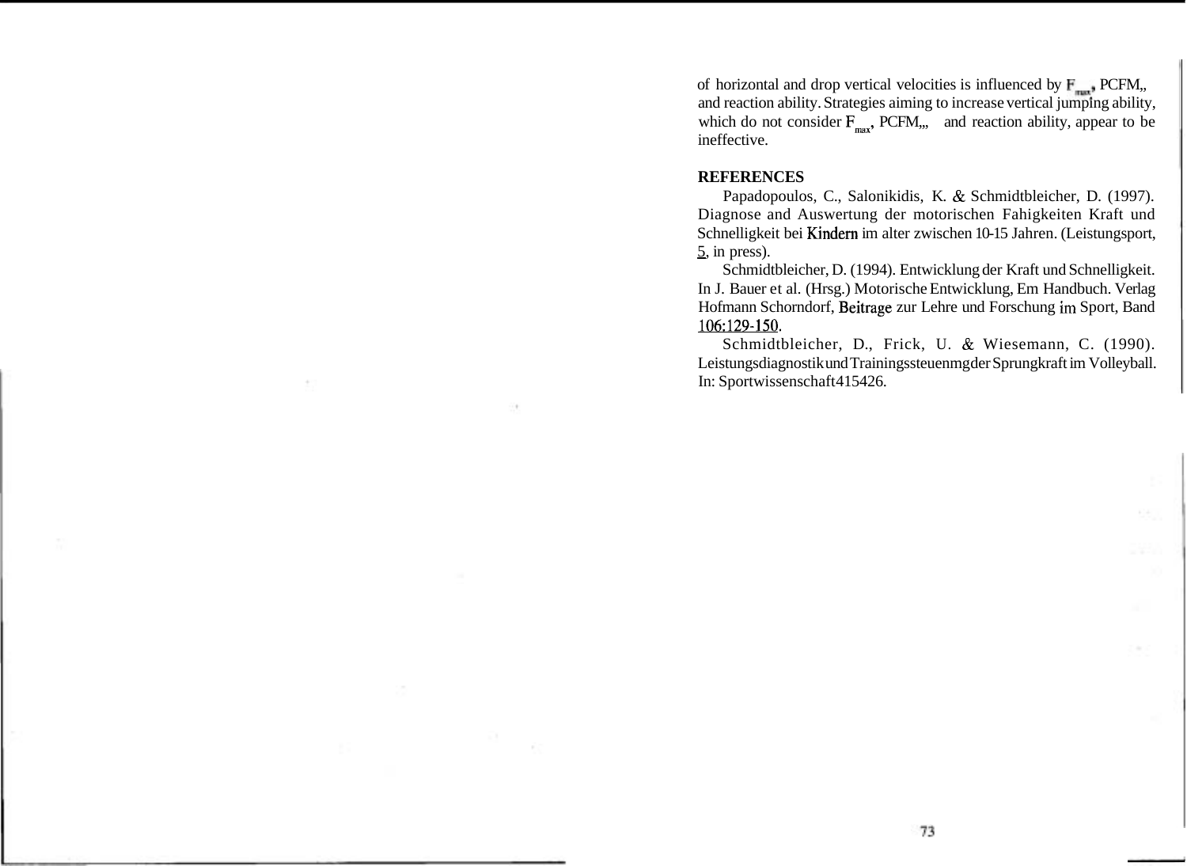of horizontal and drop vertical velocities is influenced by $F_{max}$, PCFM„ and reaction ability. Strategies aiming to increase vertical jumping ability, which do not consider $F_{max}$, PCFM„, and reaction ability, appear to be ineffective.

## REFERENCES

Papadopoulos, C., Salonikidis, K. & Schmidtbleicher, D. (1997). Diagnose and Auswertung der motorischen Fahigkeiten Kraft und Schnelligkeit bei Kindern im alter zwischen 10-15 Jahren. (Leistungsport, 5, in press).

Schmidtbleicher, D. (1994). Entwicklung der Kraft und Schnelligkeit. In J. Bauer et al. (Hrsg.) Motorische Entwicklung, Em Handbuch. Verlag Hofmann Schorndorf, Beitrage zur Lehre und Forschung im Sport, Band 106:129-150.

Schmidtbleicher, D., Frick, U. & Wiesemann, C. (1990). Leistungsdiagnostik und Trainingssteuenmg der Sprungkraft im Volleyball. In: Sportwissenschaft 415426.